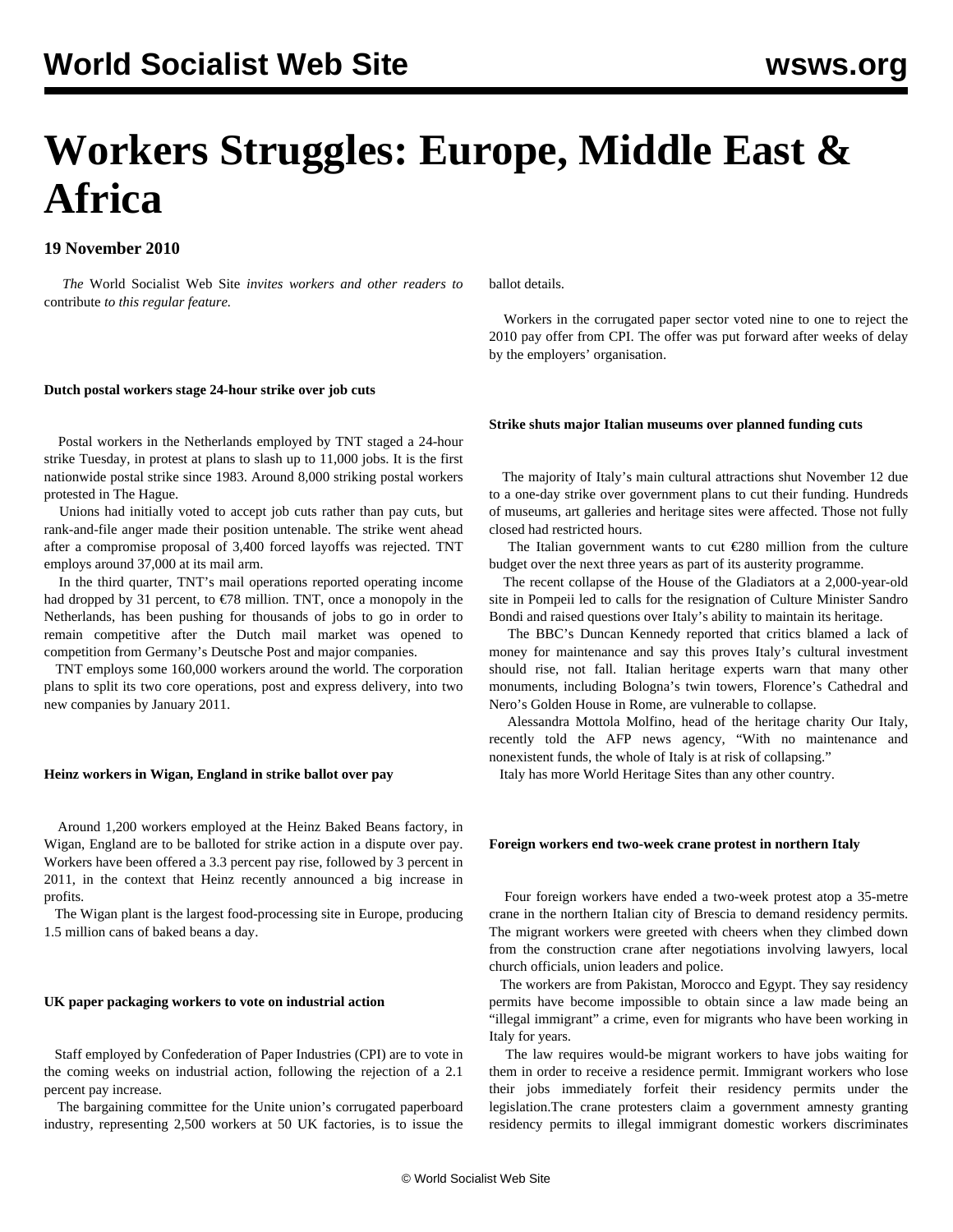# Workers Struggles: Europe, Middle East & Africa

**19 November 2010**

*The* World Socialist Web Site *invites workers and other readers to* contribute *to this regular feature.*

#### Dutch postal workers stage 24-hour strike over job cuts

Postal workers in the Netherlands employed by TNT staged a 24-hour strike Tuesday, in protest at plans to slash up to 11,000 jobs. It is the first nationwide postal strike since 1983. Around 8,000 striking postal workers protested in The Hague.

Unions had initially voted to accept job cuts rather than pay cuts, but rank-and-file anger made their position untenable. The strike went ahead after a compromise proposal of 3,400 forced layoffs was rejected. TNT employs around 37,000 at its mail arm.

In the third quarter, TNT's mail operations reported operating income had dropped by 31 percent, to €78 million. TNT, once a monopoly in the Netherlands, has been pushing for thousands of jobs to go in order to remain competitive after the Dutch mail market was opened to competition from Germany's Deutsche Post and major companies.

TNT employs some 160,000 workers around the world. The corporation plans to split its two core operations, post and express delivery, into two new companies by January 2011.

#### Heinz workers in Wigan, England in strike ballot over pay

Around 1,200 workers employed at the Heinz Baked Beans factory, in Wigan, England are to be balloted for strike action in a dispute over pay. Workers have been offered a 3.3 percent pay rise, followed by 3 percent in 2011, in the context that Heinz recently announced a big increase in profits.

The Wigan plant is the largest food-processing site in Europe, producing 1.5 million cans of baked beans a day.

#### UK paper packaging workers to vote on industrial action

Staff employed by Confederation of Paper Industries (CPI) are to vote in the coming weeks on industrial action, following the rejection of a 2.1 percent pay increase.

The bargaining committee for the Unite union's corrugated paperboard industry, representing 2,500 workers at 50 UK factories, is to issue the ballot details.

Workers in the corrugated paper sector voted nine to one to reject the 2010 pay offer from CPI. The offer was put forward after weeks of delay by the employers' organisation.

#### Strike shuts major Italian museums over planned funding cuts

The majority of Italy's main cultural attractions shut November 12 due to a one-day strike over government plans to cut their funding. Hundreds of museums, art galleries and heritage sites were affected. Those not fully closed had restricted hours.

The Italian government wants to cut €280 million from the culture budget over the next three years as part of its austerity programme.

The recent collapse of the House of the Gladiators at a 2,000-year-old site in Pompeii led to calls for the resignation of Culture Minister Sandro Bondi and raised questions over Italy's ability to maintain its heritage.

The BBC's Duncan Kennedy reported that critics blamed a lack of money for maintenance and say this proves Italy's cultural investment should rise, not fall. Italian heritage experts warn that many other monuments, including Bologna's twin towers, Florence's Cathedral and Nero's Golden House in Rome, are vulnerable to collapse.

Alessandra Mottola Molfino, head of the heritage charity Our Italy, recently told the AFP news agency, "With no maintenance and nonexistent funds, the whole of Italy is at risk of collapsing."

Italy has more World Heritage Sites than any other country.

#### Foreign workers end two-week crane protest in northern Italy

Four foreign workers have ended a two-week protest atop a 35-metre crane in the northern Italian city of Brescia to demand residency permits. The migrant workers were greeted with cheers when they climbed down from the construction crane after negotiations involving lawyers, local church officials, union leaders and police.

The workers are from Pakistan, Morocco and Egypt. They say residency permits have become impossible to obtain since a law made being an "illegal immigrant" a crime, even for migrants who have been working in Italy for years.

The law requires would-be migrant workers to have jobs waiting for them in order to receive a residence permit. Immigrant workers who lose their jobs immediately forfeit their residency permits under the legislation.The crane protesters claim a government amnesty granting residency permits to illegal immigrant domestic workers discriminates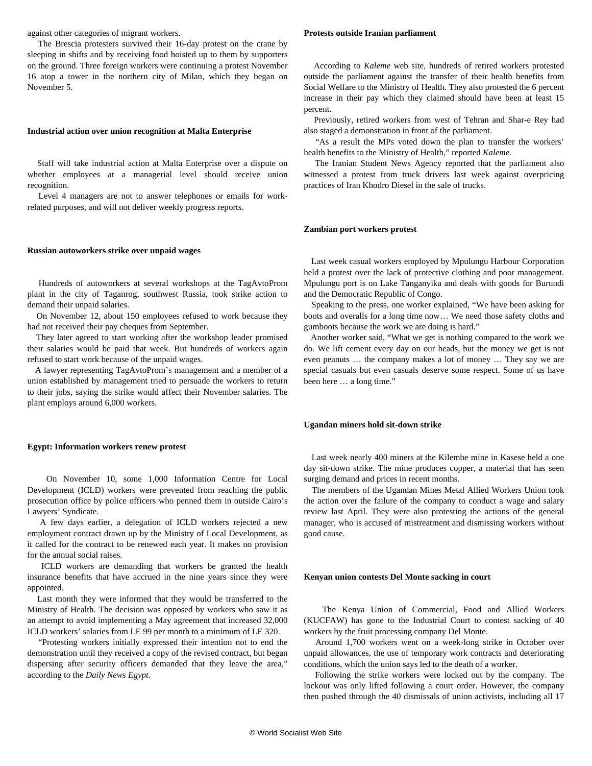against other categories of migrant workers.

The Brescia protesters survived their 16-day protest on the crane by sleeping in shifts and by receiving food hoisted up to them by supporters on the ground. Three foreign workers were continuing a protest November 16 atop a tower in the northern city of Milan, which they began on November 5.

**Industrial action over union recognition at Malta Enterprise**

Staff will take industrial action at Malta Enterprise over a dispute on whether employees at a managerial level should receive union recognition.

Level 4 managers are not to answer telephones or emails for work-related purposes, and will not deliver weekly progress reports.

**Russian autoworkers strike over unpaid wages**

Hundreds of autoworkers at several workshops at the TagAvtoProm plant in the city of Taganrog, southwest Russia, took strike action to demand their unpaid salaries.

On November 12, about 150 employees refused to work because they had not received their pay cheques from September.

They later agreed to start working after the workshop leader promised their salaries would be paid that week. But hundreds of workers again refused to start work because of the unpaid wages.

A lawyer representing TagAvtoProm's management and a member of a union established by management tried to persuade the workers to return to their jobs, saying the strike would affect their November salaries. The plant employs around 6,000 workers.

**Egypt: Information workers renew protest**

On November 10, some 1,000 Information Centre for Local Development (ICLD) workers were prevented from reaching the public prosecution office by police officers who penned them in outside Cairo's Lawyers' Syndicate.

A few days earlier, a delegation of ICLD workers rejected a new employment contract drawn up by the Ministry of Local Development, as it called for the contract to be renewed each year. It makes no provision for the annual social raises.

ICLD workers are demanding that workers be granted the health insurance benefits that have accrued in the nine years since they were appointed.

Last month they were informed that they would be transferred to the Ministry of Health. The decision was opposed by workers who saw it as an attempt to avoid implementing a May agreement that increased 32,000 ICLD workers' salaries from LE 99 per month to a minimum of LE 320.

"Protesting workers initially expressed their intention not to end the demonstration until they received a copy of the revised contract, but began dispersing after security officers demanded that they leave the area," according to the *Daily News Egypt*.

**Protests outside Iranian parliament**

According to *Kaleme* web site, hundreds of retired workers protested outside the parliament against the transfer of their health benefits from Social Welfare to the Ministry of Health. They also protested the 6 percent increase in their pay which they claimed should have been at least 15 percent.

Previously, retired workers from west of Tehran and Shar-e Rey had also staged a demonstration in front of the parliament.

"As a result the MPs voted down the plan to transfer the workers' health benefits to the Ministry of Health," reported *Kaleme.*

The Iranian Student News Agency reported that the parliament also witnessed a protest from truck drivers last week against overpricing practices of Iran Khodro Diesel in the sale of trucks.

**Zambian port workers protest**

Last week casual workers employed by Mpulungu Harbour Corporation held a protest over the lack of protective clothing and poor management. Mpulungu port is on Lake Tanganyika and deals with goods for Burundi and the Democratic Republic of Congo.

Speaking to the press, one worker explained, "We have been asking for boots and overalls for a long time now… We need those safety cloths and gumboots because the work we are doing is hard."

Another worker said, "What we get is nothing compared to the work we do. We lift cement every day on our heads, but the money we get is not even peanuts … the company makes a lot of money … They say we are special casuals but even casuals deserve some respect. Some of us have been here … a long time."

**Ugandan miners hold sit-down strike**

Last week nearly 400 miners at the Kilembe mine in Kasese held a one day sit-down strike. The mine produces copper, a material that has seen surging demand and prices in recent months.

The members of the Ugandan Mines Metal Allied Workers Union took the action over the failure of the company to conduct a wage and salary review last April. They were also protesting the actions of the general manager, who is accused of mistreatment and dismissing workers without good cause.

**Kenyan union contests Del Monte sacking in court**

The Kenya Union of Commercial, Food and Allied Workers (KUCFAW) has gone to the Industrial Court to contest sacking of 40 workers by the fruit processing company Del Monte.

Around 1,700 workers went on a week-long strike in October over unpaid allowances, the use of temporary work contracts and deteriorating conditions, which the union says led to the death of a worker.

Following the strike workers were locked out by the company. The lockout was only lifted following a court order. However, the company then pushed through the 40 dismissals of union activists, including all 17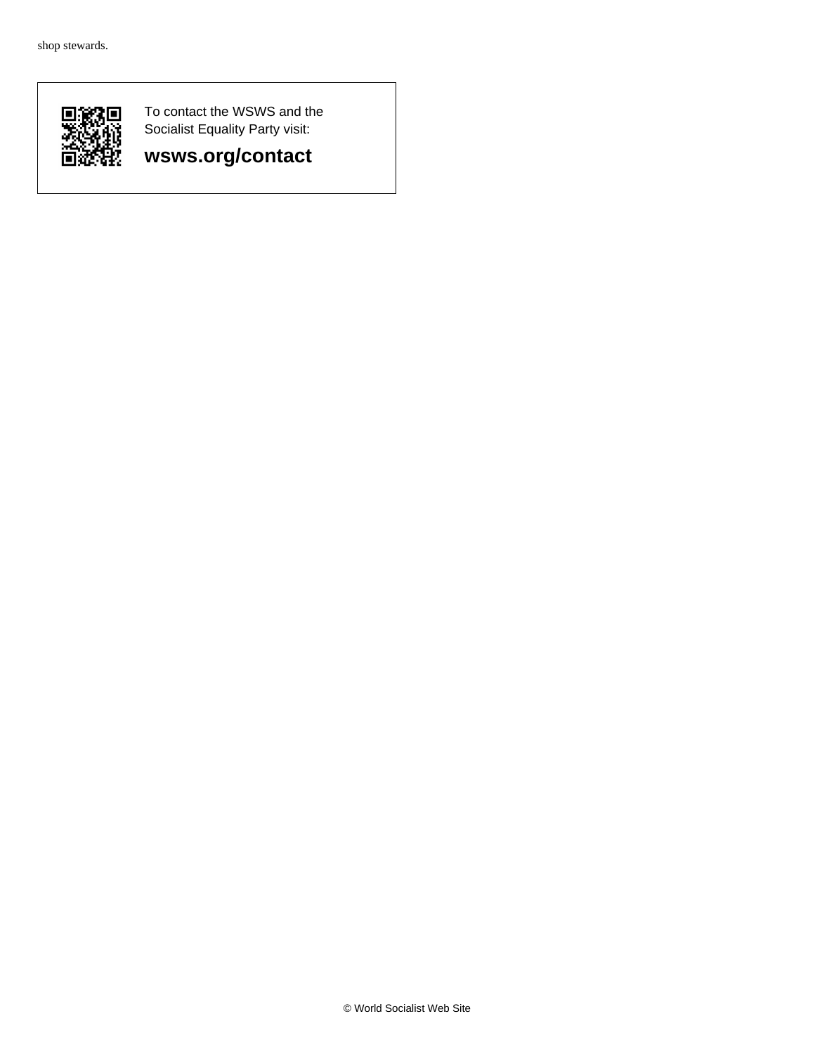shop stewards.

To contact the WSWS and the Socialist Equality Party visit:

**wsws.org/contact**